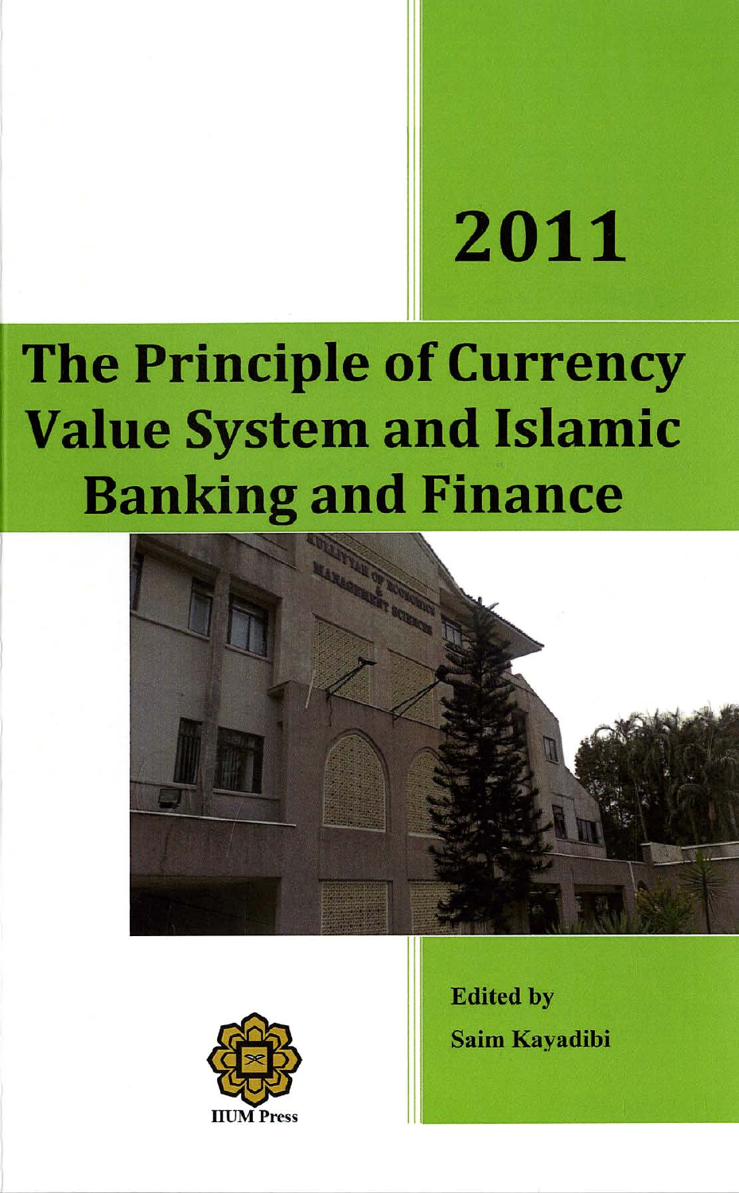2011

# The Principle of Currency Value System and Islamic Banking and Finance

Edited by

Saim Kayadibi

IIUM Press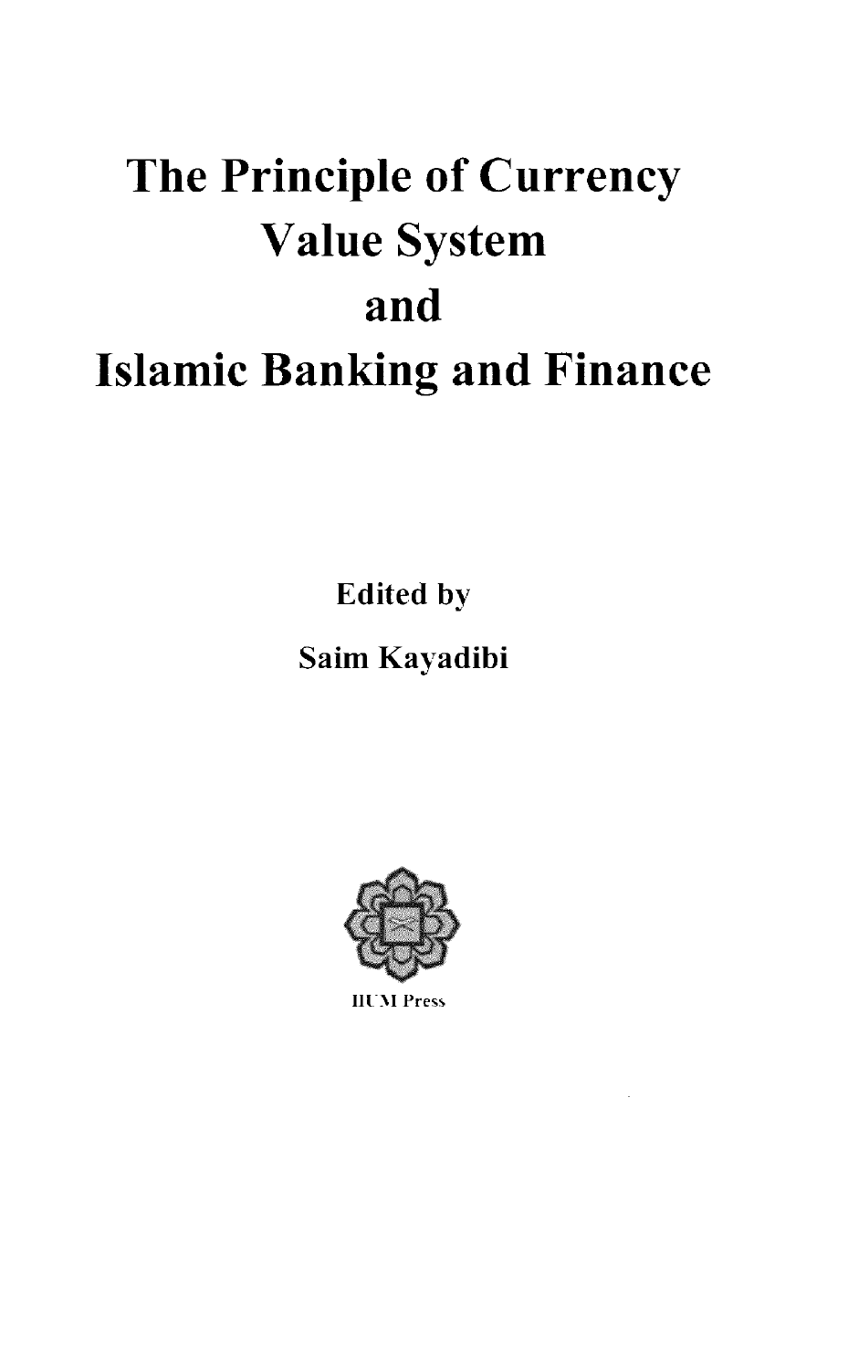# The Principle of Currency Value System and Islamic Banking and Finance

Edited by

Saim Kayadibi

IIUM Press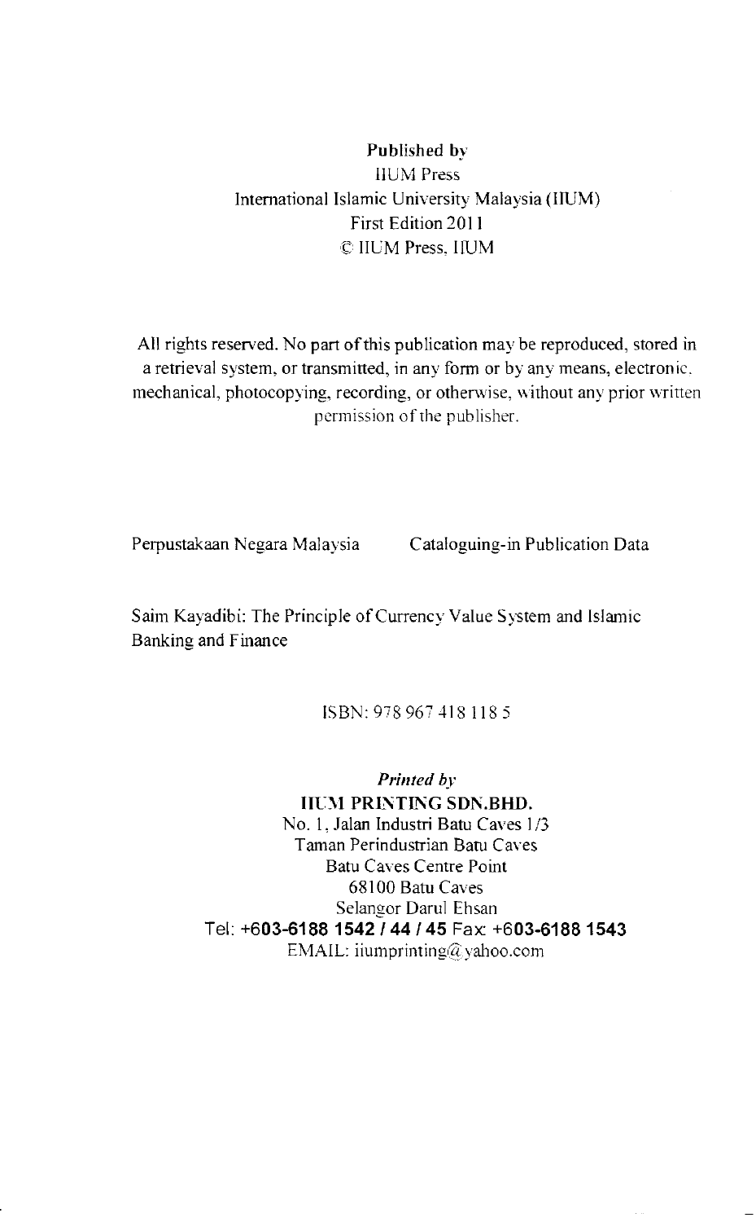**Published by**
IIUM Press
International Islamic University Malaysia (IIUM)
First Edition 2011
© IIUM Press, IIUM

All rights reserved. No part of this publication may be reproduced, stored in a retrieval system, or transmitted, in any form or by any means, electronic, mechanical, photocopying, recording, or otherwise, without any prior written permission of the publisher.

Perpustakaan Negara Malaysia    Cataloguing-in Publication Data

Saim Kayadibi: The Principle of Currency Value System and Islamic Banking and Finance

ISBN: 978 967 418 118 5

*Printed by*
**IIUM PRINTING SDN.BHD.**
No. 1, Jalan Industri Batu Caves 1/3
Taman Perindustrian Batu Caves
Batu Caves Centre Point
68100 Batu Caves
Selangor Darul Ehsan
Tel: **+603-6188 1542 / 44 / 45** Fax: **+603-6188 1543**
EMAIL: iiumprinting@yahoo.com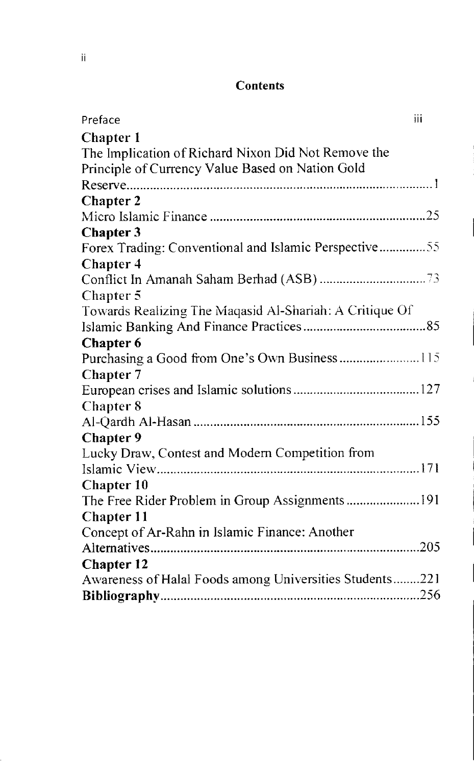# Contents

Preface iii

**Chapter 1**
The Implication of Richard Nixon Did Not Remove the Principle of Currency Value Based on Nation Gold Reserve.......1

**Chapter 2**
Micro Islamic Finance.......25

**Chapter 3**
Forex Trading: Conventional and Islamic Perspective.......55

**Chapter 4**
Conflict In Amanah Saham Berhad (ASB).......73

Chapter 5
Towards Realizing The Maqasid Al-Shariah: A Critique Of Islamic Banking And Finance Practices.......85

**Chapter 6**
Purchasing a Good from One's Own Business.......115

Chapter 7
European crises and Islamic solutions.......127

Chapter 8
Al-Qardh Al-Hasan.......155

**Chapter 9**
Lucky Draw, Contest and Modern Competition from Islamic View.......171

**Chapter 10**
The Free Rider Problem in Group Assignments.......191

**Chapter 11**
Concept of Ar-Rahn in Islamic Finance: Another Alternatives.......205

**Chapter 12**
Awareness of Halal Foods among Universities Students.......221

**Bibliography**.......256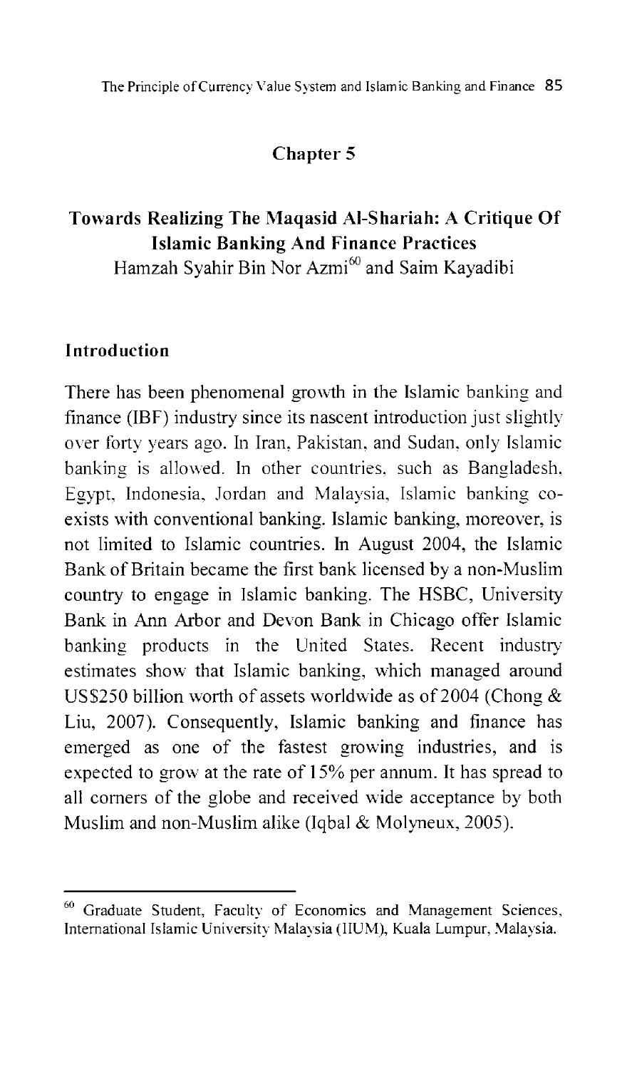## Chapter 5

# Towards Realizing The Maqasid Al-Shariah: A Critique Of Islamic Banking And Finance Practices

Hamzah Syahir Bin Nor Azmi[60] and Saim Kayadibi

### Introduction

There has been phenomenal growth in the Islamic banking and finance (IBF) industry since its nascent introduction just slightly over forty years ago. In Iran, Pakistan, and Sudan, only Islamic banking is allowed. In other countries, such as Bangladesh, Egypt, Indonesia, Jordan and Malaysia, Islamic banking co-exists with conventional banking. Islamic banking, moreover, is not limited to Islamic countries. In August 2004, the Islamic Bank of Britain became the first bank licensed by a non-Muslim country to engage in Islamic banking. The HSBC, University Bank in Ann Arbor and Devon Bank in Chicago offer Islamic banking products in the United States. Recent industry estimates show that Islamic banking, which managed around US$250 billion worth of assets worldwide as of 2004 (Chong & Liu, 2007). Consequently, Islamic banking and finance has emerged as one of the fastest growing industries, and is expected to grow at the rate of 15% per annum. It has spread to all corners of the globe and received wide acceptance by both Muslim and non-Muslim alike (Iqbal & Molyneux, 2005).

---

[60] Graduate Student, Faculty of Economics and Management Sciences, International Islamic University Malaysia (IIUM), Kuala Lumpur, Malaysia.